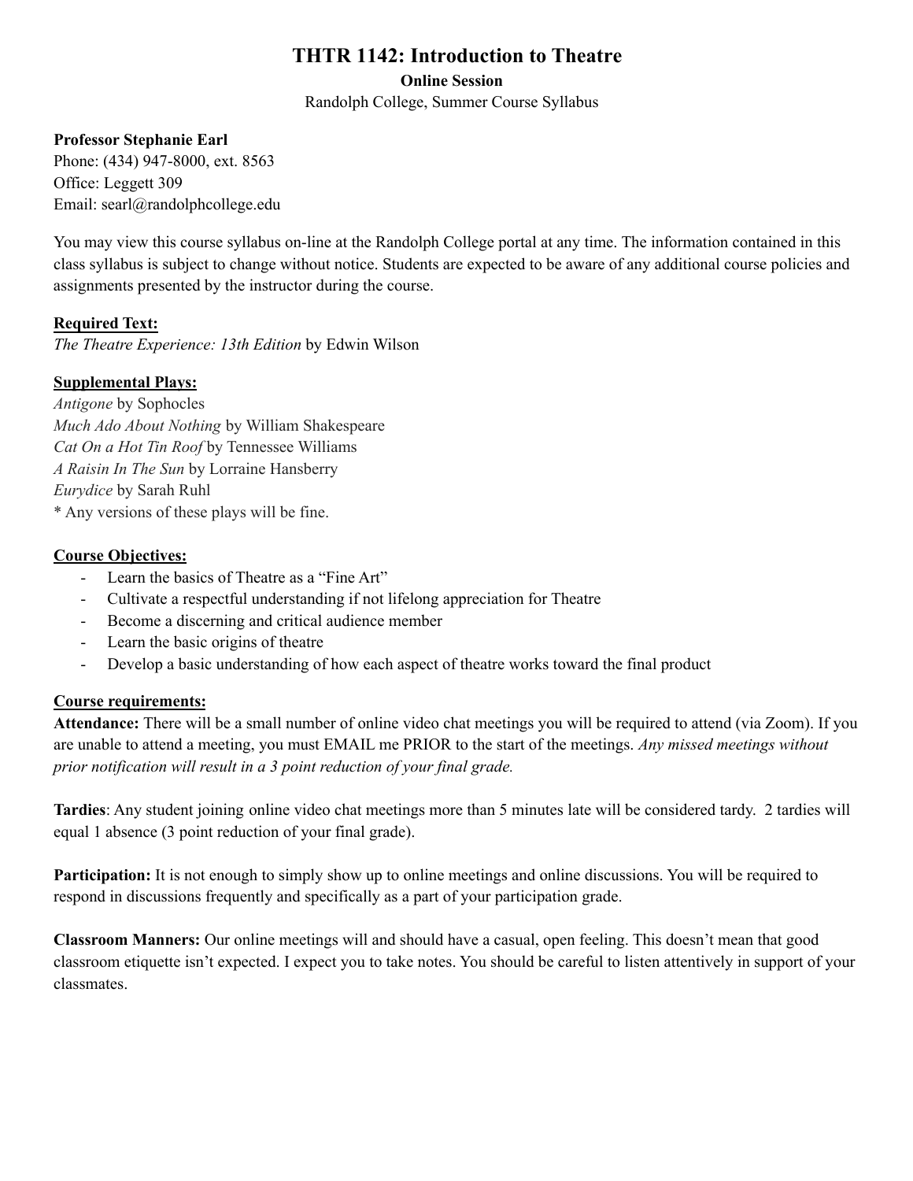# THTR 1142: Introduction to Theatre

**Online Session**

Randolph College, Summer Course Syllabus

**Professor Stephanie Earl**
Phone: (434) 947-8000, ext. 8563
Office: Leggett 309
Email: searl@randolphcollege.edu

You may view this course syllabus on-line at the Randolph College portal at any time. The information contained in this class syllabus is subject to change without notice. Students are expected to be aware of any additional course policies and assignments presented by the instructor during the course.

**Required Text:**
*The Theatre Experience: 13th Edition* by Edwin Wilson

**Supplemental Plays:**
*Antigone* by Sophocles
*Much Ado About Nothing* by William Shakespeare
*Cat On a Hot Tin Roof* by Tennessee Williams
*A Raisin In The Sun* by Lorraine Hansberry
*Eurydice* by Sarah Ruhl
* Any versions of these plays will be fine.

**Course Objectives:**

- Learn the basics of Theatre as a "Fine Art"
- Cultivate a respectful understanding if not lifelong appreciation for Theatre
- Become a discerning and critical audience member
- Learn the basic origins of theatre
- Develop a basic understanding of how each aspect of theatre works toward the final product

**Course requirements:**

**Attendance:** There will be a small number of online video chat meetings you will be required to attend (via Zoom). If you are unable to attend a meeting, you must EMAIL me PRIOR to the start of the meetings. *Any missed meetings without prior notification will result in a 3 point reduction of your final grade.*

**Tardies**: Any student joining online video chat meetings more than 5 minutes late will be considered tardy. 2 tardies will equal 1 absence (3 point reduction of your final grade).

**Participation:** It is not enough to simply show up to online meetings and online discussions. You will be required to respond in discussions frequently and specifically as a part of your participation grade.

**Classroom Manners:** Our online meetings will and should have a casual, open feeling. This doesn't mean that good classroom etiquette isn't expected. I expect you to take notes. You should be careful to listen attentively in support of your classmates.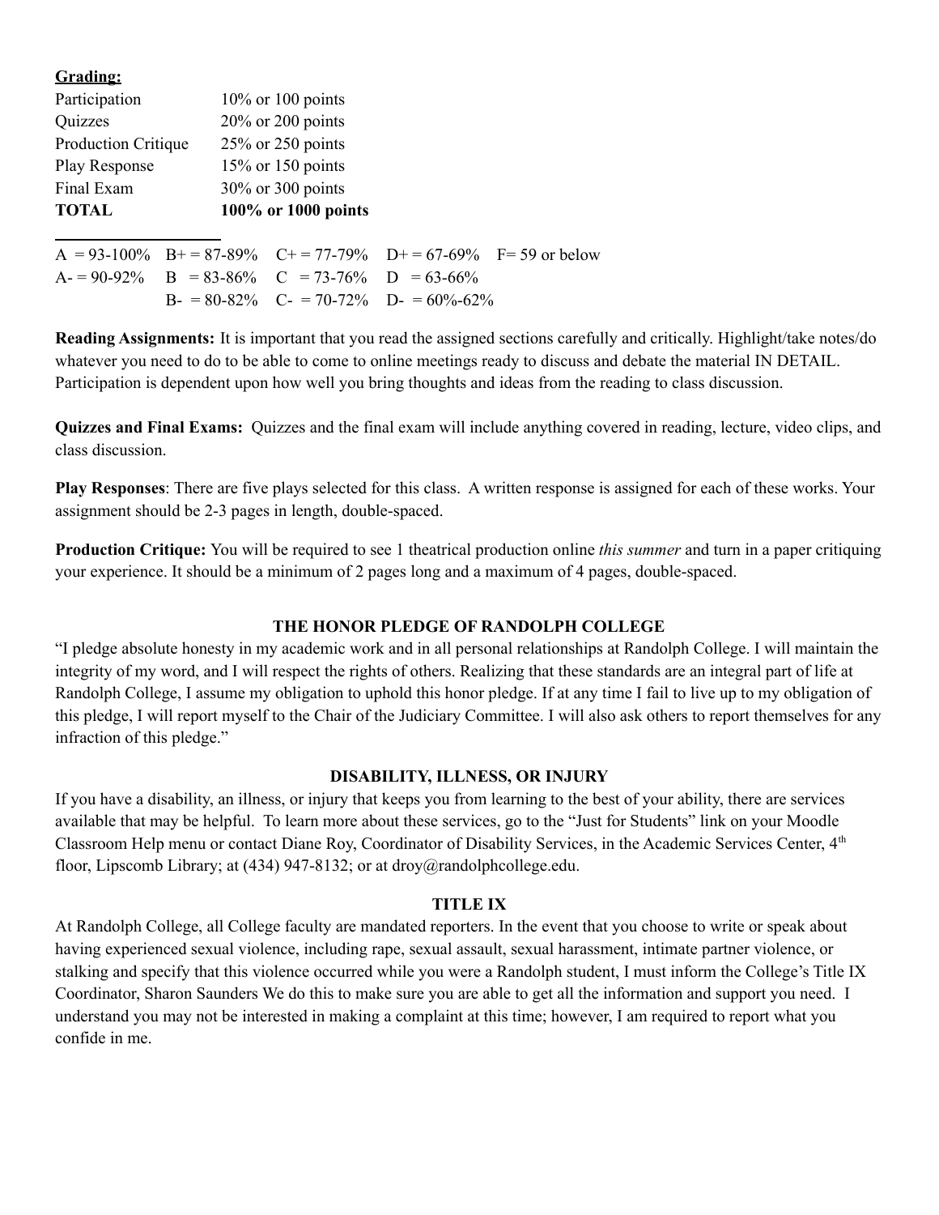**Grading:**

| | |
|---|---|
| Participation | 10% or 100 points |
| Quizzes | 20% or 200 points |
| Production Critique | 25% or 250 points |
| Play Response | 15% or 150 points |
| Final Exam | 30% or 300 points |
| **TOTAL** | **100% or 1000 points** |

| | | | | |
|---|---|---|---|---|
| A = 93-100% | B+ = 87-89% | C+ = 77-79% | D+ = 67-69% | F= 59 or below |
| A- = 90-92% | B = 83-86% | C = 73-76% | D = 63-66% | |
| | B- = 80-82% | C- = 70-72% | D- = 60%-62% | |

**Reading Assignments:** It is important that you read the assigned sections carefully and critically. Highlight/take notes/do whatever you need to do to be able to come to online meetings ready to discuss and debate the material IN DETAIL. Participation is dependent upon how well you bring thoughts and ideas from the reading to class discussion.

**Quizzes and Final Exams:** Quizzes and the final exam will include anything covered in reading, lecture, video clips, and class discussion.

**Play Responses**: There are five plays selected for this class. A written response is assigned for each of these works. Your assignment should be 2-3 pages in length, double-spaced.

**Production Critique:** You will be required to see 1 theatrical production online *this summer* and turn in a paper critiquing your experience. It should be a minimum of 2 pages long and a maximum of 4 pages, double-spaced.

## THE HONOR PLEDGE OF RANDOLPH COLLEGE

"I pledge absolute honesty in my academic work and in all personal relationships at Randolph College. I will maintain the integrity of my word, and I will respect the rights of others. Realizing that these standards are an integral part of life at Randolph College, I assume my obligation to uphold this honor pledge. If at any time I fail to live up to my obligation of this pledge, I will report myself to the Chair of the Judiciary Committee. I will also ask others to report themselves for any infraction of this pledge."

## DISABILITY, ILLNESS, OR INJURY

If you have a disability, an illness, or injury that keeps you from learning to the best of your ability, there are services available that may be helpful. To learn more about these services, go to the "Just for Students" link on your Moodle Classroom Help menu or contact Diane Roy, Coordinator of Disability Services, in the Academic Services Center, 4th floor, Lipscomb Library; at (434) 947-8132; or at droy@randolphcollege.edu.

## TITLE IX

At Randolph College, all College faculty are mandated reporters. In the event that you choose to write or speak about having experienced sexual violence, including rape, sexual assault, sexual harassment, intimate partner violence, or stalking and specify that this violence occurred while you were a Randolph student, I must inform the College's Title IX Coordinator, Sharon Saunders We do this to make sure you are able to get all the information and support you need. I understand you may not be interested in making a complaint at this time; however, I am required to report what you confide in me.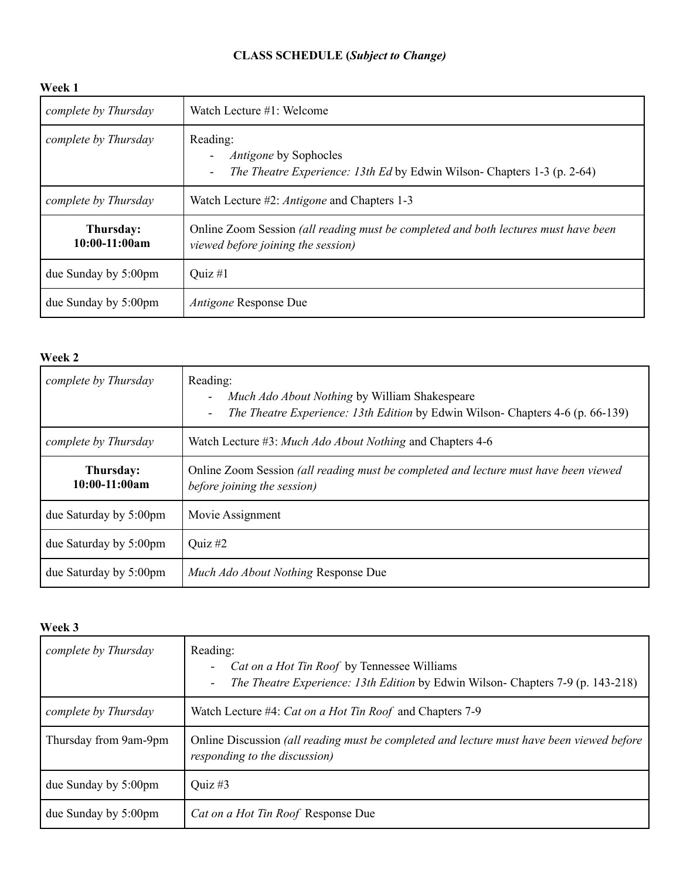**CLASS SCHEDULE (*Subject to Change)***

**Week 1**

| | |
|---|---|
| *complete by Thursday* | Watch Lecture #1: Welcome |
| *complete by Thursday* | Reading:<br>- *Antigone* by Sophocles<br>- *The Theatre Experience: 13th Ed* by Edwin Wilson- Chapters 1-3 (p. 2-64) |
| *complete by Thursday* | Watch Lecture #2: *Antigone* and Chapters 1-3 |
| **Thursday: 10:00-11:00am** | Online Zoom Session *(all reading must be completed and both lectures must have been viewed before joining the session)* |
| due Sunday by 5:00pm | Quiz #1 |
| due Sunday by 5:00pm | *Antigone* Response Due |

**Week 2**

| | |
|---|---|
| *complete by Thursday* | Reading:<br>- *Much Ado About Nothing* by William Shakespeare<br>- *The Theatre Experience: 13th Edition* by Edwin Wilson- Chapters 4-6 (p. 66-139) |
| *complete by Thursday* | Watch Lecture #3: *Much Ado About Nothing* and Chapters 4-6 |
| **Thursday: 10:00-11:00am** | Online Zoom Session *(all reading must be completed and lecture must have been viewed before joining the session)* |
| due Saturday by 5:00pm | Movie Assignment |
| due Saturday by 5:00pm | Quiz #2 |
| due Saturday by 5:00pm | *Much Ado About Nothing* Response Due |

**Week 3**

| | |
|---|---|
| *complete by Thursday* | Reading:<br>- *Cat on a Hot Tin Roof* by Tennessee Williams<br>- *The Theatre Experience: 13th Edition* by Edwin Wilson- Chapters 7-9 (p. 143-218) |
| *complete by Thursday* | Watch Lecture #4: *Cat on a Hot Tin Roof* and Chapters 7-9 |
| Thursday from 9am-9pm | Online Discussion *(all reading must be completed and lecture must have been viewed before responding to the discussion)* |
| due Sunday by 5:00pm | Quiz #3 |
| due Sunday by 5:00pm | *Cat on a Hot Tin Roof* Response Due |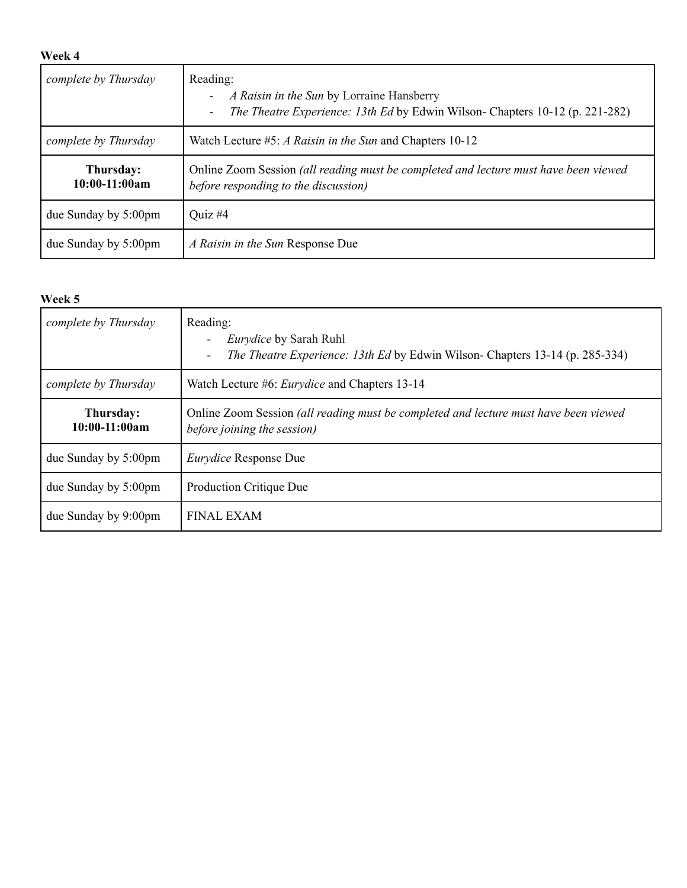**Week 4**

| | |
|---|---|
| *complete by Thursday* | Reading:<br>- *A Raisin in the Sun* by Lorraine Hansberry<br>- *The Theatre Experience: 13th Ed* by Edwin Wilson- Chapters 10-12 (p. 221-282) |
| *complete by Thursday* | Watch Lecture #5: *A Raisin in the Sun* and Chapters 10-12 |
| **Thursday: 10:00-11:00am** | Online Zoom Session *(all reading must be completed and lecture must have been viewed before responding to the discussion)* |
| due Sunday by 5:00pm | Quiz #4 |
| due Sunday by 5:00pm | *A Raisin in the Sun* Response Due |

**Week 5**

| | |
|---|---|
| *complete by Thursday* | Reading:<br>- *Eurydice* by Sarah Ruhl<br>- *The Theatre Experience: 13th Ed* by Edwin Wilson- Chapters 13-14 (p. 285-334) |
| *complete by Thursday* | Watch Lecture #6: *Eurydice* and Chapters 13-14 |
| **Thursday: 10:00-11:00am** | Online Zoom Session *(all reading must be completed and lecture must have been viewed before joining the session)* |
| due Sunday by 5:00pm | *Eurydice* Response Due |
| due Sunday by 5:00pm | Production Critique Due |
| due Sunday by 9:00pm | FINAL EXAM |